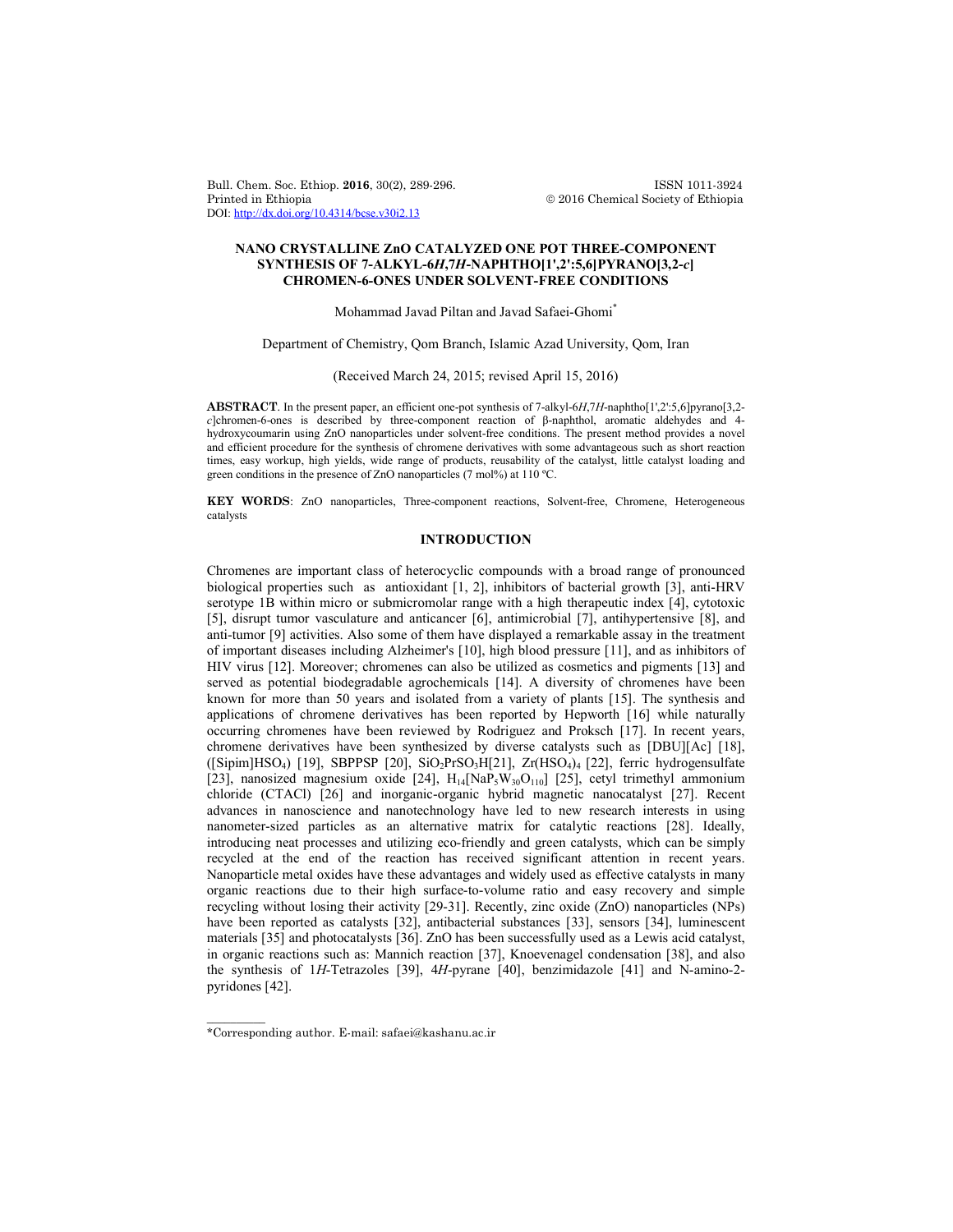# NANO CRYSTALLINE ZnO CATALYZED ONE POT THREE-COMPONENT SYNTHESIS OF 7-ALKYL-6*H*,7*H*-NAPHTHO[1',2':5,6]PYRANO[3,2-*c*] CHROMEN-6-ONES UNDER SOLVENT-FREE CONDITIONS

Mohammad Javad Piltan and Javad Safaei-Ghomi*

Department of Chemistry, Qom Branch, Islamic Azad University, Qom, Iran

(Received March 24, 2015; revised April 15, 2016)

**ABSTRACT**. In the present paper, an efficient one-pot synthesis of 7-alkyl-6*H*,7*H*-naphtho[1',2':5,6]pyrano[3,2-*c*]chromen-6-ones is described by three-component reaction of β-naphthol, aromatic aldehydes and 4-hydroxycoumarin using ZnO nanoparticles under solvent-free conditions. The present method provides a novel and efficient procedure for the synthesis of chromene derivatives with some advantageous such as short reaction times, easy workup, high yields, wide range of products, reusability of the catalyst, little catalyst loading and green conditions in the presence of ZnO nanoparticles (7 mol%) at 110 ºC.

**KEY WORDS**: ZnO nanoparticles, Three-component reactions, Solvent-free, Chromene, Heterogeneous catalysts

## INTRODUCTION

Chromenes are important class of heterocyclic compounds with a broad range of pronounced biological properties such as antioxidant [1, 2], inhibitors of bacterial growth [3], anti-HRV serotype 1B within micro or submicromolar range with a high therapeutic index [4], cytotoxic [5], disrupt tumor vasculature and anticancer [6], antimicrobial [7], antihypertensive [8], and anti-tumor [9] activities. Also some of them have displayed a remarkable assay in the treatment of important diseases including Alzheimer's [10], high blood pressure [11], and as inhibitors of HIV virus [12]. Moreover; chromenes can also be utilized as cosmetics and pigments [13] and served as potential biodegradable agrochemicals [14]. A diversity of chromenes have been known for more than 50 years and isolated from a variety of plants [15]. The synthesis and applications of chromene derivatives has been reported by Hepworth [16] while naturally occurring chromenes have been reviewed by Rodriguez and Proksch [17]. In recent years, chromene derivatives have been synthesized by diverse catalysts such as [DBU][Ac] [18], ([Sipim]$HSO_4$) [19], SBPPSP [20], $SiO_2PrSO_3H$[21], $Zr(HSO_4)_4$ [22], ferric hydrogensulfate [23], nanosized magnesium oxide [24], $H_{14}[NaP_5W_{30}O_{110}]$ [25], cetyl trimethyl ammonium chloride (CTACl) [26] and inorganic-organic hybrid magnetic nanocatalyst [27]. Recent advances in nanoscience and nanotechnology have led to new research interests in using nanometer-sized particles as an alternative matrix for catalytic reactions [28]. Ideally, introducing neat processes and utilizing eco-friendly and green catalysts, which can be simply recycled at the end of the reaction has received significant attention in recent years. Nanoparticle metal oxides have these advantages and widely used as effective catalysts in many organic reactions due to their high surface-to-volume ratio and easy recovery and simple recycling without losing their activity [29-31]. Recently, zinc oxide (ZnO) nanoparticles (NPs) have been reported as catalysts [32], antibacterial substances [33], sensors [34], luminescent materials [35] and photocatalysts [36]. ZnO has been successfully used as a Lewis acid catalyst, in organic reactions such as: Mannich reaction [37], Knoevenagel condensation [38], and also the synthesis of 1*H*-Tetrazoles [39], 4*H*-pyrane [40], benzimidazole [41] and N-amino-2-pyridones [42].

*Corresponding author. E-mail: safaei@kashanu.ac.ir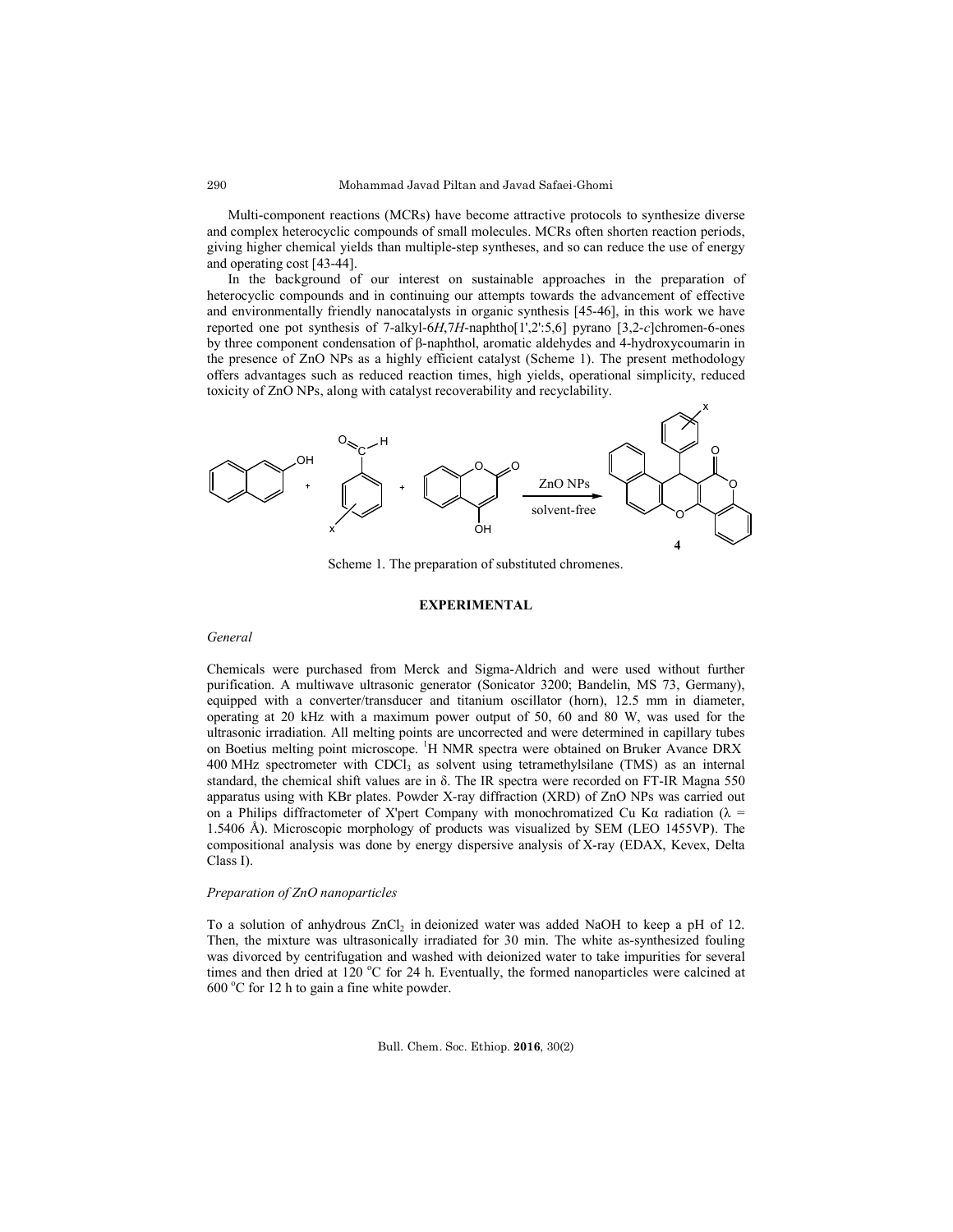Multi-component reactions (MCRs) have become attractive protocols to synthesize diverse and complex heterocyclic compounds of small molecules. MCRs often shorten reaction periods, giving higher chemical yields than multiple-step syntheses, and so can reduce the use of energy and operating cost [43-44].

In the background of our interest on sustainable approaches in the preparation of heterocyclic compounds and in continuing our attempts towards the advancement of effective and environmentally friendly nanocatalysts in organic synthesis [45-46], in this work we have reported one pot synthesis of 7-alkyl-6*H*,7*H*-naphtho[1',2':5,6] pyrano [3,2-*c*]chromen-6-ones by three component condensation of β-naphthol, aromatic aldehydes and 4-hydroxycoumarin in the presence of ZnO NPs as a highly efficient catalyst (Scheme 1). The present methodology offers advantages such as reduced reaction times, high yields, operational simplicity, reduced toxicity of ZnO NPs, along with catalyst recoverability and recyclability.

Scheme 1. The preparation of substituted chromenes.

## EXPERIMENTAL

### *General*

Chemicals were purchased from Merck and Sigma-Aldrich and were used without further purification. A multiwave ultrasonic generator (Sonicator 3200; Bandelin, MS 73, Germany), equipped with a converter/transducer and titanium oscillator (horn), 12.5 mm in diameter, operating at 20 kHz with a maximum power output of 50, 60 and 80 W, was used for the ultrasonic irradiation. All melting points are uncorrected and were determined in capillary tubes on Boetius melting point microscope. $^{1}H$ NMR spectra were obtained on Bruker Avance DRX 400 MHz spectrometer with $CDCl_3$ as solvent using tetramethylsilane (TMS) as an internal standard, the chemical shift values are in δ. The IR spectra were recorded on FT-IR Magna 550 apparatus using with KBr plates. Powder X-ray diffraction (XRD) of ZnO NPs was carried out on a Philips diffractometer of X'pert Company with monochromatized Cu Kα radiation ($\lambda$ = 1.5406 Å). Microscopic morphology of products was visualized by SEM (LEO 1455VP). The compositional analysis was done by energy dispersive analysis of X-ray (EDAX, Kevex, Delta Class I).

### *Preparation of ZnO nanoparticles*

To a solution of anhydrous $ZnCl_2$ in deionized water was added NaOH to keep a pH of 12. Then, the mixture was ultrasonically irradiated for 30 min. The white as-synthesized fouling was divorced by centrifugation and washed with deionized water to take impurities for several times and then dried at 120 °C for 24 h. Eventually, the formed nanoparticles were calcined at 600 °C for 12 h to gain a fine white powder.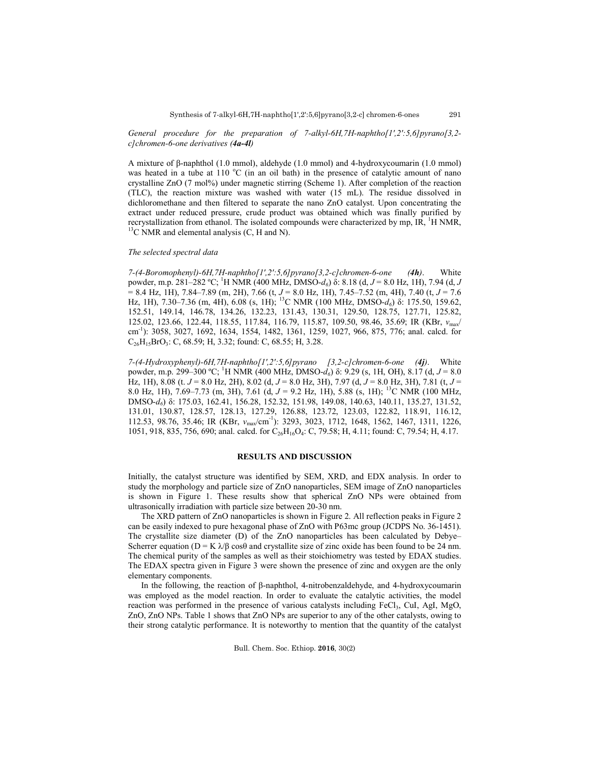*General procedure for the preparation of 7-alkyl-6H,7H-naphtho[1',2':5,6]pyrano[3,2-c]chromen-6-one derivatives **(4a-4l)***

A mixture of β-naphthol (1.0 mmol), aldehyde (1.0 mmol) and 4-hydroxycoumarin (1.0 mmol) was heated in a tube at 110 °C (in an oil bath) in the presence of catalytic amount of nano crystalline ZnO (7 mol%) under magnetic stirring (Scheme 1). After completion of the reaction (TLC), the reaction mixture was washed with water (15 mL). The residue dissolved in dichloromethane and then filtered to separate the nano ZnO catalyst. Upon concentrating the extract under reduced pressure, crude product was obtained which was finally purified by recrystallization from ethanol. The isolated compounds were characterized by mp, IR, $^{1}$H NMR, $^{13}$C NMR and elemental analysis (C, H and N).

*The selected spectral data*

*7-(4-Boromophenyl)-6H,7H-naphtho[1',2':5,6]pyrano[3,2-c]chromen-6-one **(4h)***. White powder, m.p. 281–282 ºC; $^{1}$H NMR (400 MHz, DMSO-$d_6$) δ: 8.18 (d, $J$ = 8.0 Hz, 1H), 7.94 (d, $J$ = 8.4 Hz, 1H), 7.84–7.89 (m, 2H), 7.66 (t, $J$ = 8.0 Hz, 1H), 7.45–7.52 (m, 4H), 7.40 (t, $J$ = 7.6 Hz, 1H), 7.30–7.36 (m, 4H), 6.08 (s, 1H); $^{13}$C NMR (100 MHz, DMSO-$d_6$) δ: 175.50, 159.62, 152.51, 149.14, 146.78, 134.26, 132.23, 131.43, 130.31, 129.50, 128.75, 127.71, 125.82, 125.02, 123.66, 122.44, 118.55, 117.84, 116.79, 115.87, 109.50, 98.46, 35.69; IR (KBr, $\nu_{max}$/ cm$^{-1}$): 3058, 3027, 1692, 1634, 1554, 1482, 1361, 1259, 1027, 966, 875, 776; anal. calcd. for $C_{26}H_{15}BrO_3$: C, 68.59; H, 3.32; found: C, 68.55; H, 3.28.

*7-(4-Hydroxyphenyl)-6H,7H-naphtho[1',2':5,6]pyrano [3,2-c]chromen-6-one **(4j)***. White powder, m.p. 299–300 ºC; $^{1}$H NMR (400 MHz, DMSO-$d_6$) δ: 9.29 (s, 1H, OH), 8.17 (d, $J$ = 8.0 Hz, 1H), 8.08 (t. $J$ = 8.0 Hz, 2H), 8.02 (d, $J$ = 8.0 Hz, 3H), 7.97 (d, $J$ = 8.0 Hz, 3H), 7.81 (t, $J$ = 8.0 Hz, 1H), 7.69–7.73 (m, 3H), 7.61 (d, $J$ = 9.2 Hz, 1H), 5.88 (s, 1H); $^{13}$C NMR (100 MHz, DMSO-$d_6$) δ: 175.03, 162.41, 156.28, 152.32, 151.98, 149.08, 140.63, 140.11, 135.27, 131.52, 131.01, 130.87, 128.57, 128.13, 127.29, 126.88, 123.72, 123.03, 122.82, 118.91, 116.12, 112.53, 98.76, 35.46; IR (KBr, $\nu_{max}$/cm$^{-1}$): 3293, 3023, 1712, 1648, 1562, 1467, 1311, 1226, 1051, 918, 835, 756, 690; anal. calcd. for $C_{26}H_{16}O_4$: C, 79.58; H, 4.11; found: C, 79.54; H, 4.17.

## RESULTS AND DISCUSSION

Initially, the catalyst structure was identified by SEM, XRD, and EDX analysis. In order to study the morphology and particle size of ZnO nanoparticles, SEM image of ZnO nanoparticles is shown in Figure 1. These results show that spherical ZnO NPs were obtained from ultrasonically irradiation with particle size between 20-30 nm.

The XRD pattern of ZnO nanoparticles is shown in Figure 2. All reflection peaks in Figure 2 can be easily indexed to pure hexagonal phase of ZnO with P63mc group (JCDPS No. 36-1451). The crystallite size diameter (D) of the ZnO nanoparticles has been calculated by Debye–Scherrer equation ($D = K \lambda/\beta \cos\theta$ and crystallite size of zinc oxide has been found to be 24 nm. The chemical purity of the samples as well as their stoichiometry was tested by EDAX studies. The EDAX spectra given in Figure 3 were shown the presence of zinc and oxygen are the only elementary components.

In the following, the reaction of β-naphthol, 4-nitrobenzaldehyde, and 4-hydroxycoumarin was employed as the model reaction. In order to evaluate the catalytic activities, the model reaction was performed in the presence of various catalysts including $FeCl_3$, CuI, AgI, MgO, ZnO, ZnO NPs. Table 1 shows that ZnO NPs are superior to any of the other catalysts, owing to their strong catalytic performance. It is noteworthy to mention that the quantity of the catalyst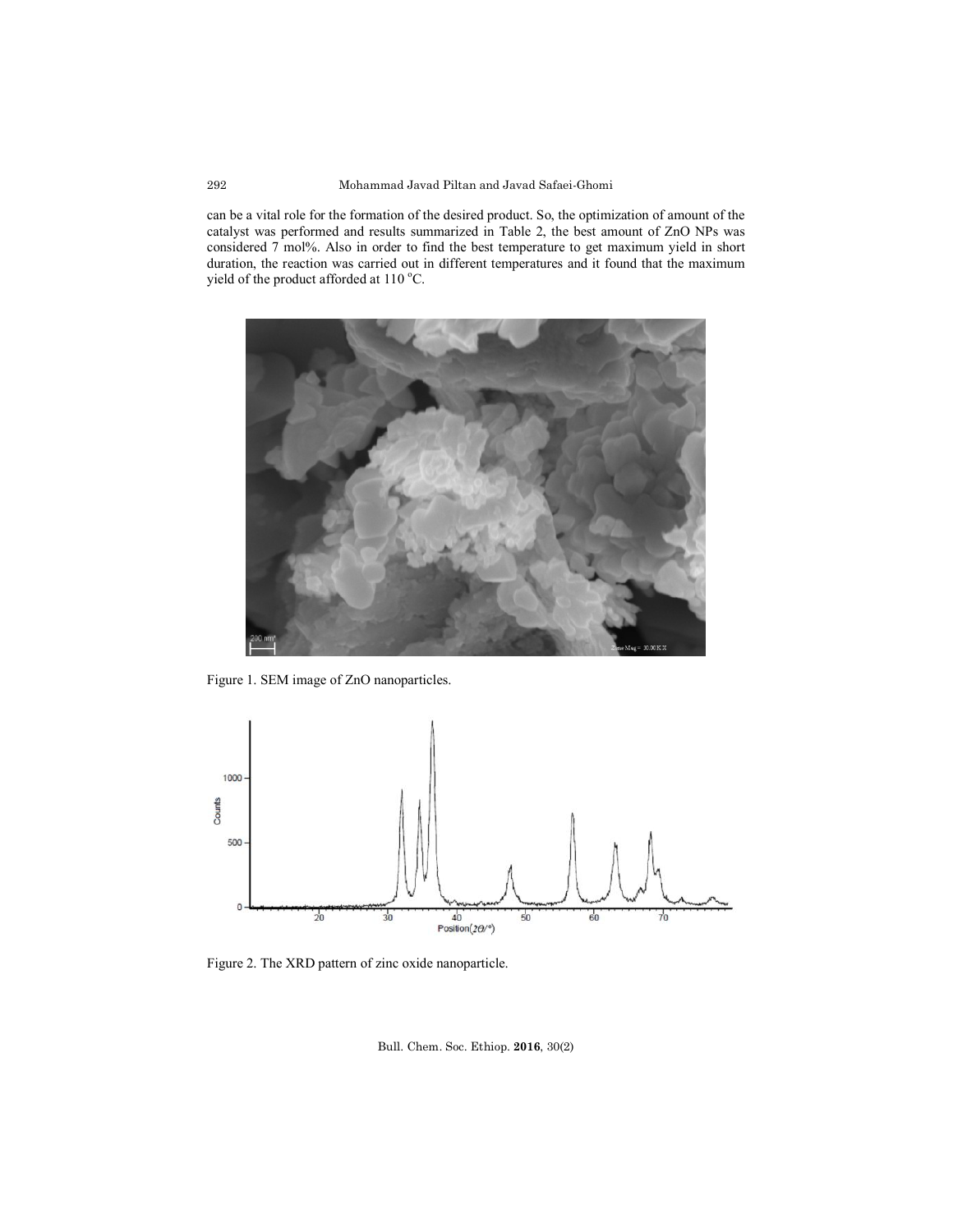can be a vital role for the formation of the desired product. So, the optimization of amount of the catalyst was performed and results summarized in Table 2, the best amount of ZnO NPs was considered 7 mol%. Also in order to find the best temperature to get maximum yield in short duration, the reaction was carried out in different temperatures and it found that the maximum yield of the product afforded at 110 °C.

Figure 1. SEM image of ZnO nanoparticles.

Figure 2. The XRD pattern of zinc oxide nanoparticle.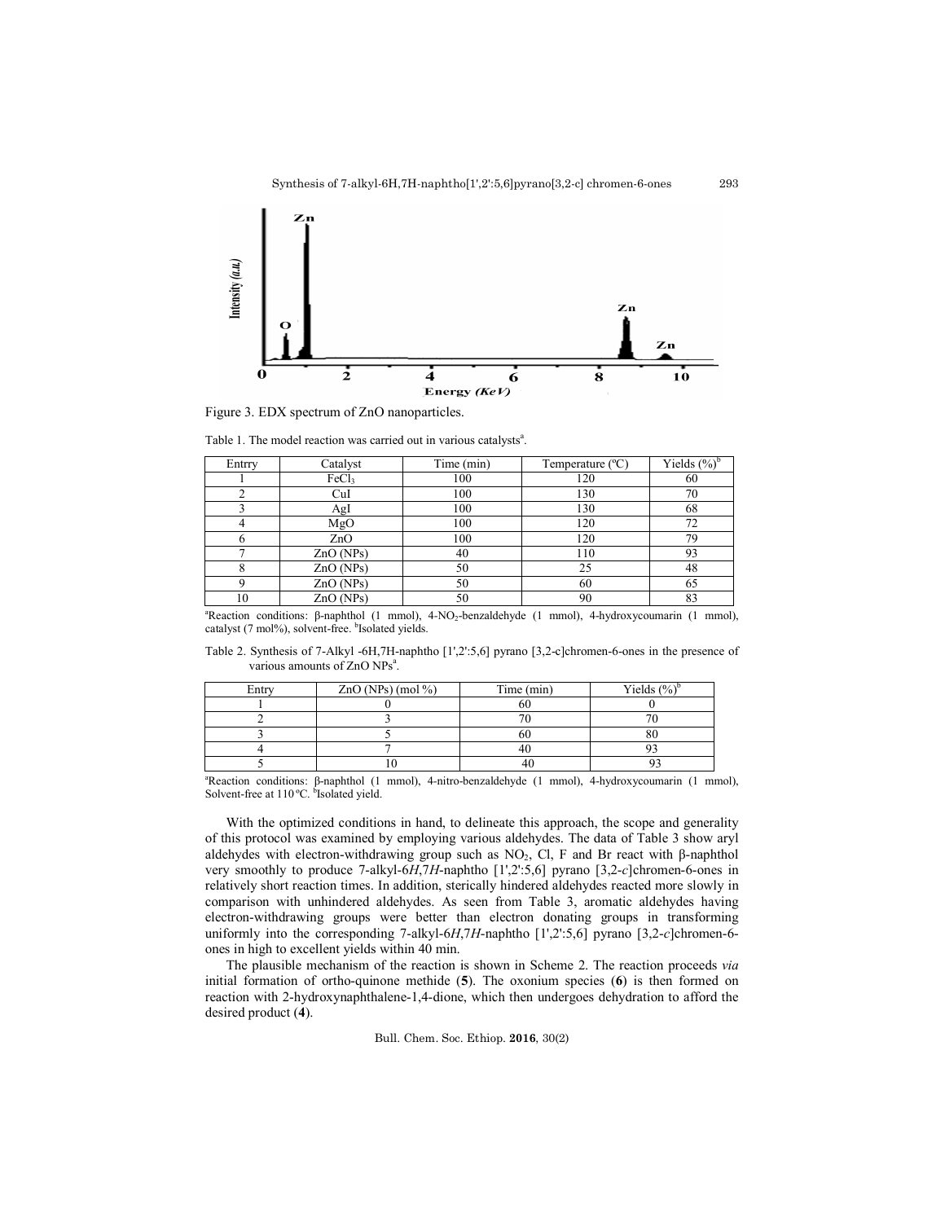Figure 3. EDX spectrum of ZnO nanoparticles.

Table 1. The model reaction was carried out in various catalysts[a].

| Entrry | Catalyst | Time (min) | Temperature (ºC) | Yields (%)[b] |
|---|---|---|---|---|
| 1 | $FeCl_3$ | 100 | 120 | 60 |
| 2 | CuI | 100 | 130 | 70 |
| 3 | AgI | 100 | 130 | 68 |
| 4 | MgO | 100 | 120 | 72 |
| 6 | ZnO | 100 | 120 | 79 |
| 7 | ZnO (NPs) | 40 | 110 | 93 |
| 8 | ZnO (NPs) | 50 | 25 | 48 |
| 9 | ZnO (NPs) | 50 | 60 | 65 |
| 10 | ZnO (NPs) | 50 | 90 | 83 |

[a]Reaction conditions: β-naphthol (1 mmol), 4-$NO_2$-benzaldehyde (1 mmol), 4-hydroxycoumarin (1 mmol), catalyst (7 mol%), solvent-free. [b]Isolated yields.

Table 2. Synthesis of 7-Alkyl -6H,7H-naphtho [1',2':5,6] pyrano [3,2-c]chromen-6-ones in the presence of various amounts of ZnO NPs[a].

| Entry | ZnO (NPs) (mol %) | Time (min) | Yields (%)[b] |
|---|---|---|---|
| 1 | 0 | 60 | 0 |
| 2 | 3 | 70 | 70 |
| 3 | 5 | 60 | 80 |
| 4 | 7 | 40 | 93 |
| 5 | 10 | 40 | 93 |

[a]Reaction conditions: β-naphthol (1 mmol), 4-nitro-benzaldehyde (1 mmol), 4-hydroxycoumarin (1 mmol), Solvent-free at 110 ºC. [b]Isolated yield.

With the optimized conditions in hand, to delineate this approach, the scope and generality of this protocol was examined by employing various aldehydes. The data of Table 3 show aryl aldehydes with electron-withdrawing group such as $NO_2$, Cl, F and Br react with β-naphthol very smoothly to produce 7-alkyl-6*H*,7*H*-naphtho [1',2':5,6] pyrano [3,2-*c*]chromen-6-ones in relatively short reaction times. In addition, sterically hindered aldehydes reacted more slowly in comparison with unhindered aldehydes. As seen from Table 3, aromatic aldehydes having electron-withdrawing groups were better than electron donating groups in transforming uniformly into the corresponding 7-alkyl-6*H*,7*H*-naphtho [1',2':5,6] pyrano [3,2-*c*]chromen-6-ones in high to excellent yields within 40 min.

The plausible mechanism of the reaction is shown in Scheme 2. The reaction proceeds *via* initial formation of ortho-quinone methide (**5**). The oxonium species (**6**) is then formed on reaction with 2-hydroxynaphthalene-1,4-dione, which then undergoes dehydration to afford the desired product (**4**).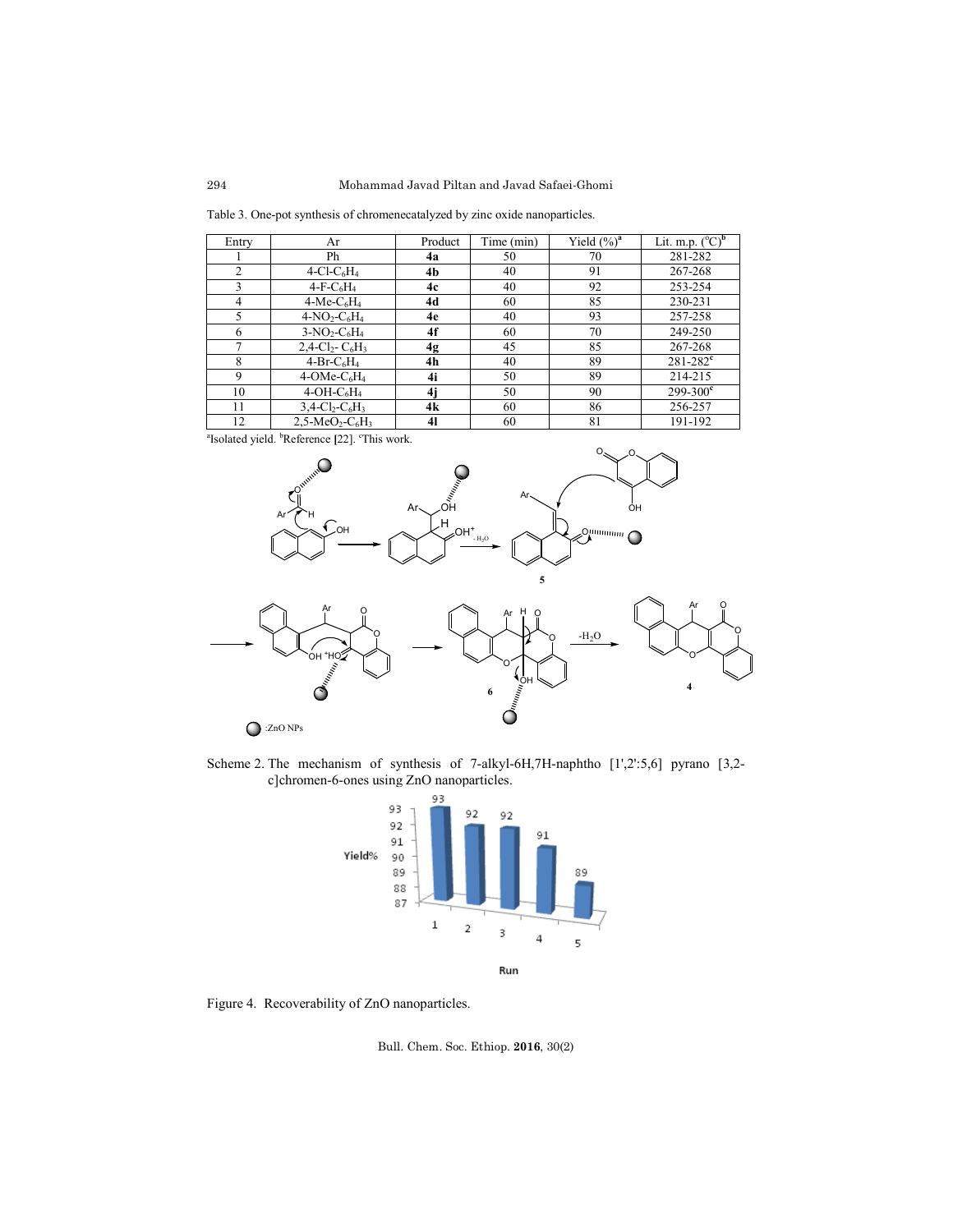Table 3. One-pot synthesis of chromenecatalyzed by zinc oxide nanoparticles.

| Entry | Ar | Product | Time (min) | Yield (%)[a] | Lit. m.p. (°C)[b] |
|---|---|---|---|---|---|
| 1 | Ph | **4a** | 50 | 70 | 281-282 |
| 2 | 4-Cl-$C_6H_4$ | **4b** | 40 | 91 | 267-268 |
| 3 | 4-F-$C_6H_4$ | **4c** | 40 | 92 | 253-254 |
| 4 | 4-Me-$C_6H_4$ | **4d** | 60 | 85 | 230-231 |
| 5 | 4-$NO_2$-$C_6H_4$ | **4e** | 40 | 93 | 257-258 |
| 6 | 3-$NO_2$-$C_6H_4$ | **4f** | 60 | 70 | 249-250 |
| 7 | 2,4-$Cl_2$- $C_6H_3$ | **4g** | 45 | 85 | 267-268 |
| 8 | 4-Br-$C_6H_4$ | **4h** | 40 | 89 | 281-282[c] |
| 9 | 4-OMe-$C_6H_4$ | **4i** | 50 | 89 | 214-215 |
| 10 | 4-OH-$C_6H_4$ | **4j** | 50 | 90 | 299-300[c] |
| 11 | 3,4-$Cl_2$-$C_6H_3$ | **4k** | 60 | 86 | 256-257 |
| 12 | 2,5-$MeO_2$-$C_6H_3$ | **4l** | 60 | 81 | 191-192 |

[a]Isolated yield. [b]Reference [22]. [c]This work.

Scheme 2. The mechanism of synthesis of 7-alkyl-6H,7H-naphtho [1',2':5,6] pyrano [3,2-c]chromen-6-ones using ZnO nanoparticles.

Figure 4. Recoverability of ZnO nanoparticles.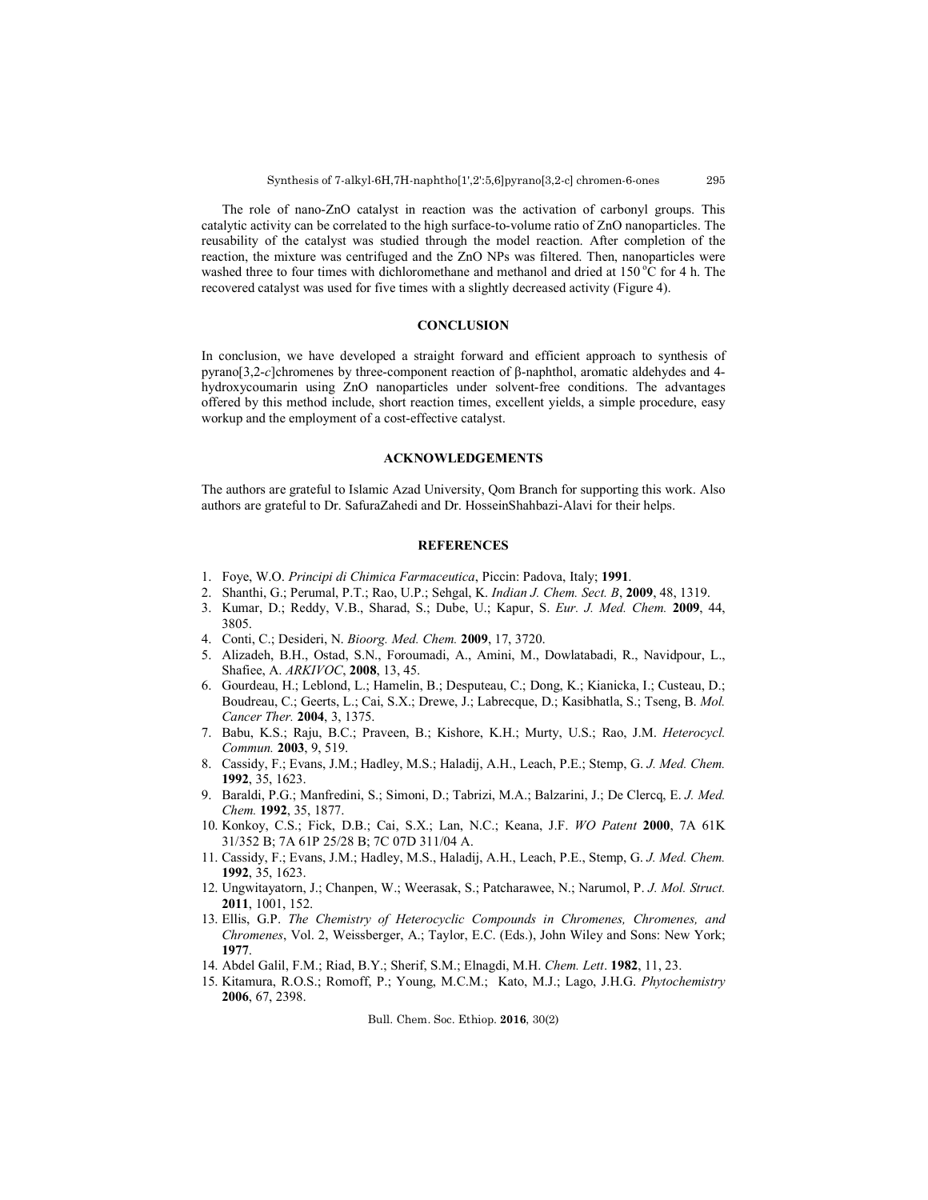The role of nano-ZnO catalyst in reaction was the activation of carbonyl groups. This catalytic activity can be correlated to the high surface-to-volume ratio of ZnO nanoparticles. The reusability of the catalyst was studied through the model reaction. After completion of the reaction, the mixture was centrifuged and the ZnO NPs was filtered. Then, nanoparticles were washed three to four times with dichloromethane and methanol and dried at 150 °C for 4 h. The recovered catalyst was used for five times with a slightly decreased activity (Figure 4).

## CONCLUSION

In conclusion, we have developed a straight forward and efficient approach to synthesis of pyrano[3,2-*c*]chromenes by three-component reaction of β-naphthol, aromatic aldehydes and 4-hydroxycoumarin using ZnO nanoparticles under solvent-free conditions. The advantages offered by this method include, short reaction times, excellent yields, a simple procedure, easy workup and the employment of a cost-effective catalyst.

## ACKNOWLEDGEMENTS

The authors are grateful to Islamic Azad University, Qom Branch for supporting this work. Also authors are grateful to Dr. SafuraZahedi and Dr. HosseinShahbazi-Alavi for their helps.

## REFERENCES

1. Foye, W.O. *Principi di Chimica Farmaceutica*, Piccin: Padova, Italy; **1991**.
2. Shanthi, G.; Perumal, P.T.; Rao, U.P.; Sehgal, K. *Indian J. Chem. Sect. B*, **2009**, 48, 1319.
3. Kumar, D.; Reddy, V.B., Sharad, S.; Dube, U.; Kapur, S. *Eur. J. Med. Chem.* **2009**, 44, 3805.
4. Conti, C.; Desideri, N. *Bioorg. Med. Chem.* **2009**, 17, 3720.
5. Alizadeh, B.H., Ostad, S.N., Foroumadi, A., Amini, M., Dowlatabadi, R., Navidpour, L., Shafiee, A. *ARKIVOC*, **2008**, 13, 45.
6. Gourdeau, H.; Leblond, L.; Hamelin, B.; Desputeau, C.; Dong, K.; Kianicka, I.; Custeau, D.; Boudreau, C.; Geerts, L.; Cai, S.X.; Drewe, J.; Labrecque, D.; Kasibhatla, S.; Tseng, B. *Mol. Cancer Ther.* **2004**, 3, 1375.
7. Babu, K.S.; Raju, B.C.; Praveen, B.; Kishore, K.H.; Murty, U.S.; Rao, J.M. *Heterocycl. Commun.* **2003**, 9, 519.
8. Cassidy, F.; Evans, J.M.; Hadley, M.S.; Haladij, A.H., Leach, P.E.; Stemp, G. *J. Med. Chem.* **1992**, 35, 1623.
9. Baraldi, P.G.; Manfredini, S.; Simoni, D.; Tabrizi, M.A.; Balzarini, J.; De Clercq, E. *J. Med. Chem.* **1992**, 35, 1877.
10. Konkoy, C.S.; Fick, D.B.; Cai, S.X.; Lan, N.C.; Keana, J.F. *WO Patent* **2000**, 7A 61K 31/352 B; 7A 61P 25/28 B; 7C 07D 311/04 A.
11. Cassidy, F.; Evans, J.M.; Hadley, M.S., Haladij, A.H., Leach, P.E., Stemp, G. *J. Med. Chem.* **1992**, 35, 1623.
12. Ungwitayatorn, J.; Chanpen, W.; Weerasak, S.; Patcharawee, N.; Narumol, P. *J. Mol. Struct.* **2011**, 1001, 152.
13. Ellis, G.P. *The Chemistry of Heterocyclic Compounds in Chromenes, Chromenes, and Chromenes*, Vol. 2, Weissberger, A.; Taylor, E.C. (Eds.), John Wiley and Sons: New York; **1977**.
14. Abdel Galil, F.M.; Riad, B.Y.; Sherif, S.M.; Elnagdi, M.H. *Chem. Lett*. **1982**, 11, 23.
15. Kitamura, R.O.S.; Romoff, P.; Young, M.C.M.; Kato, M.J.; Lago, J.H.G. *Phytochemistry* **2006**, 67, 2398.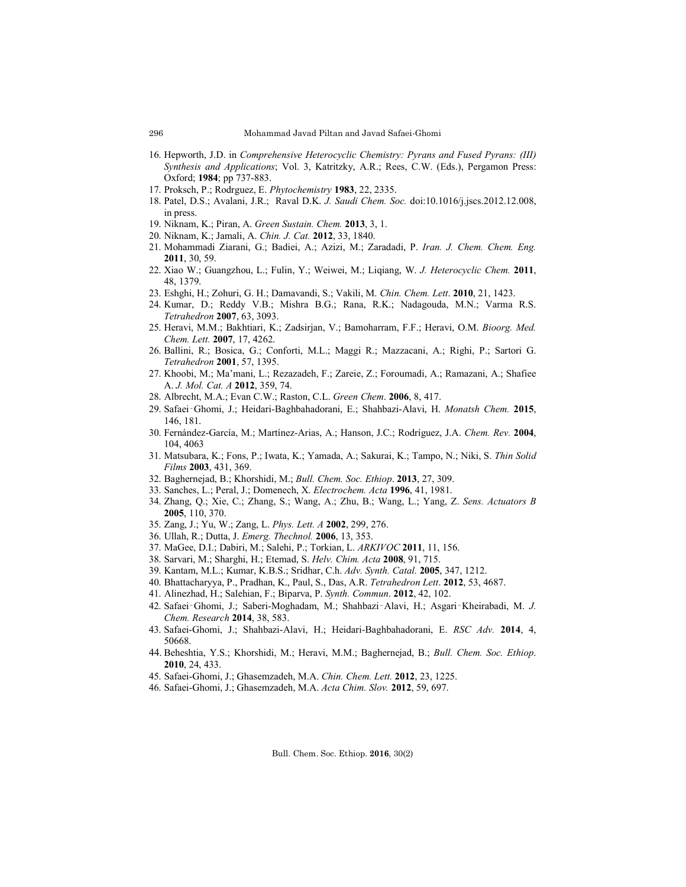16. Hepworth, J.D. in *Comprehensive Heterocyclic Chemistry: Pyrans and Fused Pyrans: (III) Synthesis and Applications*; Vol. 3, Katritzky, A.R.; Rees, C.W. (Eds.), Pergamon Press: Oxford; **1984**; pp 737-883.
17. Proksch, P.; Rodrguez, E. *Phytochemistry* **1983**, 22, 2335.
18. Patel, D.S.; Avalani, J.R.; Raval D.K. *J. Saudi Chem. Soc.* doi:10.1016/j.jscs.2012.12.008, in press.
19. Niknam, K.; Piran, A. *Green Sustain. Chem.* **2013**, 3, 1.
20. Niknam, K.; Jamali, A. *Chin. J. Cat.* **2012**, 33, 1840.
21. Mohammadi Ziarani, G.; Badiei, A.; Azizi, M.; Zaradadi, P. *Iran. J. Chem. Chem. Eng.* **2011**, 30, 59.
22. Xiao W.; Guangzhou, L.; Fulin, Y.; Weiwei, M.; Liqiang, W. *J. Heterocyclic Chem.* **2011**, 48, 1379.
23. Eshghi, H.; Zohuri, G. H.; Damavandi, S.; Vakili, M. *Chin. Chem. Lett*. **2010**, 21, 1423.
24. Kumar, D.; Reddy V.B.; Mishra B.G.; Rana, R.K.; Nadagouda, M.N.; Varma R.S. *Tetrahedron* **2007**, 63, 3093.
25. Heravi, M.M.; Bakhtiari, K.; Zadsirjan, V.; Bamoharram, F.F.; Heravi, O.M. *Bioorg. Med. Chem. Lett.* **2007**, 17, 4262.
26. Ballini, R.; Bosica, G.; Conforti, M.L.; Maggi R.; Mazzacani, A.; Righi, P.; Sartori G. *Tetrahedron* **2001**, 57, 1395.
27. Khoobi, M.; Ma'mani, L.; Rezazadeh, F.; Zareie, Z.; Foroumadi, A.; Ramazani, A.; Shafiee A. *J. Mol. Cat. A* **2012**, 359, 74.
28. Albrecht, M.A.; Evan C.W.; Raston, C.L. *Green Chem*. **2006**, 8, 417.
29. Safaei‑Ghomi, J.; Heidari-Baghbahadorani, E.; Shahbazi-Alavi, H. *Monatsh Chem.* **2015**, 146, 181.
30. Fernández-García, M.; Martínez-Arias, A.; Hanson, J.C.; Rodríguez, J.A. *Chem. Rev.* **2004**, 104, 4063
31. Matsubara, K.; Fons, P.; Iwata, K.; Yamada, A.; Sakurai, K.; Tampo, N.; Niki, S. *Thin Solid Films* **2003**, 431, 369.
32. Baghernejad, B.; Khorshidi, M.; *Bull. Chem. Soc. Ethiop*. **2013**, 27, 309.
33. Sanches, L.; Peral, J.; Domenech, X. *Electrochem. Acta* **1996**, 41, 1981.
34. Zhang, Q.; Xie, C.; Zhang, S.; Wang, A.; Zhu, B.; Wang, L.; Yang, Z. *Sens. Actuators B* **2005**, 110, 370.
35. Zang, J.; Yu, W.; Zang, L. *Phys. Lett. A* **2002**, 299, 276.
36. Ullah, R.; Dutta, J. *Emerg. Thechnol.* **2006**, 13, 353.
37. MaGee, D.I.; Dabiri, M.; Salehi, P.; Torkian, L. *ARKIVOC* **2011**, 11, 156.
38. Sarvari, M.; Sharghi, H.; Etemad, S. *Helv. Chim. Acta* **2008**, 91, 715.
39. Kantam, M.L.; Kumar, K.B.S.; Sridhar, C.h. *Adv. Synth. Catal.* **2005**, 347, 1212.
40. Bhattacharyya, P., Pradhan, K., Paul, S., Das, A.R. *Tetrahedron Lett*. **2012**, 53, 4687.
41. Alinezhad, H.; Salehian, F.; Biparva, P. *Synth. Commun*. **2012**, 42, 102.
42. Safaei‑Ghomi, J.; Saberi-Moghadam, M.; Shahbazi‑Alavi, H.; Asgari‑Kheirabadi, M. *J. Chem. Research* **2014**, 38, 583.
43. Safaei-Ghomi, J.; Shahbazi-Alavi, H.; Heidari-Baghbahadorani, E. *RSC Adv.* **2014**, 4, 50668.
44. Beheshtia, Y.S.; Khorshidi, M.; Heravi, M.M.; Baghernejad, B.; *Bull. Chem. Soc. Ethiop*. **2010**, 24, 433.
45. Safaei-Ghomi, J.; Ghasemzadeh, M.A. *Chin. Chem. Lett.* **2012**, 23, 1225.
46. Safaei-Ghomi, J.; Ghasemzadeh, M.A. *Acta Chim. Slov.* **2012**, 59, 697.